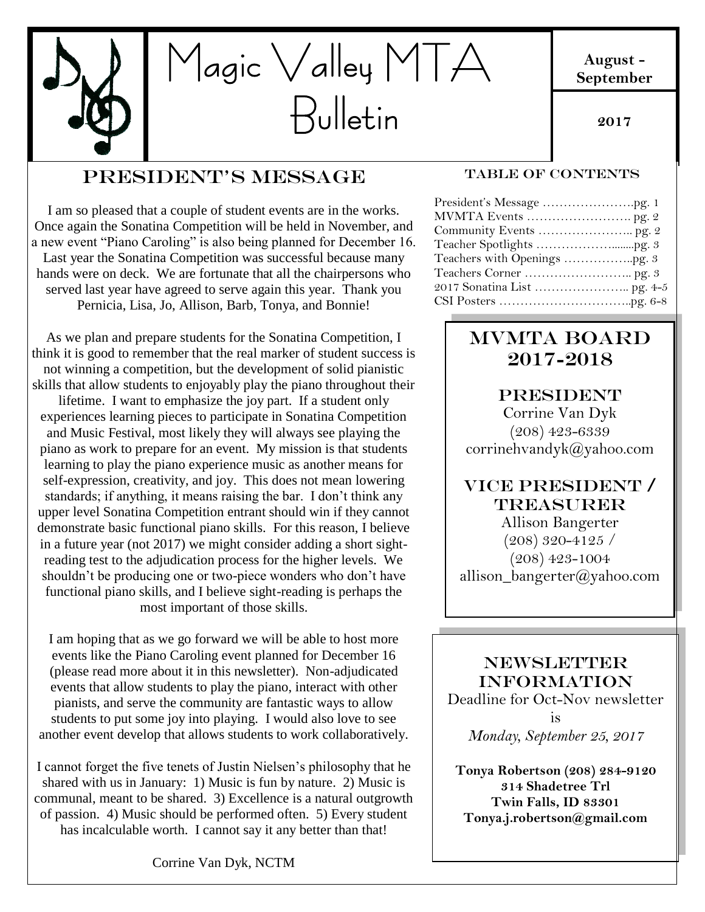# Magic Valley MTA Bulletin

**August - September**

**2017**

## President's Message

I am so pleased that a couple of student events are in the works. Once again the Sonatina Competition will be held in November, and a new event "Piano Caroling" is also being planned for December 16. Last year the Sonatina Competition was successful because many hands were on deck. We are fortunate that all the chairpersons who served last year have agreed to serve again this year. Thank you Pernicia, Lisa, Jo, Allison, Barb, Tonya, and Bonnie!

As we plan and prepare students for the Sonatina Competition, I think it is good to remember that the real marker of student success is not winning a competition, but the development of solid pianistic skills that allow students to enjoyably play the piano throughout their lifetime. I want to emphasize the joy part. If a student only experiences learning pieces to participate in Sonatina Competition and Music Festival, most likely they will always see playing the piano as work to prepare for an event. My mission is that students learning to play the piano experience music as another means for self-expression, creativity, and joy. This does not mean lowering standards; if anything, it means raising the bar. I don't think any upper level Sonatina Competition entrant should win if they cannot demonstrate basic functional piano skills. For this reason, I believe in a future year (not 2017) we might consider adding a short sight-reading test to the adjudication process for the higher levels. We shouldn't be producing one or two-piece wonders who don't have functional piano skills, and I believe sight-reading is perhaps the most important of those skills.

I am hoping that as we go forward we will be able to host more events like the Piano Caroling event planned for December 16 (please read more about it in this newsletter). Non-adjudicated events that allow students to play the piano, interact with other pianists, and serve the community are fantastic ways to allow students to put some joy into playing. I would also love to see another event develop that allows students to work collaboratively.

I cannot forget the five tenets of Justin Nielsen's philosophy that he shared with us in January: 1) Music is fun by nature. 2) Music is communal, meant to be shared. 3) Excellence is a natural outgrowth of passion. 4) Music should be performed often. 5) Every student has incalculable worth. I cannot say it any better than that!

Corrine Van Dyk, NCTM

## Table of Contents

President's Message ....................pg. 1
MVMTA Events ....................... pg. 2
Community Events ..................... pg. 2
Teacher Spotlights ......................pg. 3
Teachers with Openings ................pg. 3
Teachers Corner ......................... pg. 3
2017 Sonatina List ..................... pg. 4-5
CSI Posters ...............................pg. 6-8

## MVMTA Board 2017-2018

### President

Corrine Van Dyk
(208) 423-6339
corrinehvandyk@yahoo.com

### Vice President / Treasurer

Allison Bangerter
(208) 320-4125 /
(208) 423-1004
allison_bangerter@yahoo.com

## Newsletter Information

Deadline for Oct-Nov newsletter is
*Monday, September 25, 2017*

**Tonya Robertson (208) 284-9120**
**314 Shadetree Trl**
**Twin Falls, ID 83301**
**Tonya.j.robertson@gmail.com**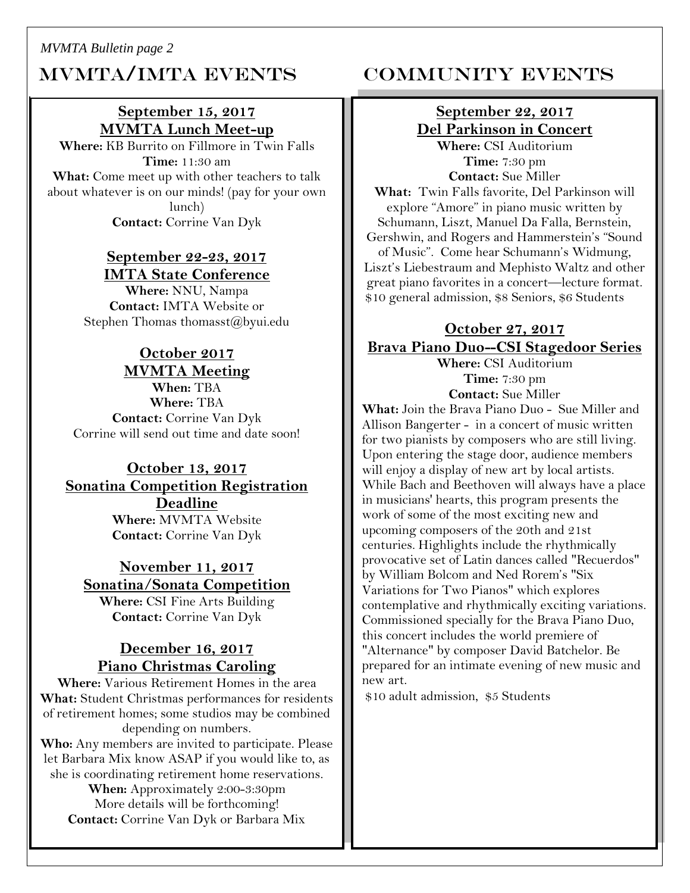# MVMTA/IMTA Events

**September 15, 2017**
**MVMTA Lunch Meet-up**
**Where:** KB Burrito on Fillmore in Twin Falls
**Time:** 11:30 am
**What:** Come meet up with other teachers to talk about whatever is on our minds! (pay for your own lunch)
**Contact:** Corrine Van Dyk

**September 22-23, 2017**
**IMTA State Conference**
**Where:** NNU, Nampa
**Contact:** IMTA Website or Stephen Thomas thomasst@byui.edu

**October 2017**
**MVMTA Meeting**
**When:** TBA
**Where:** TBA
**Contact:** Corrine Van Dyk
Corrine will send out time and date soon!

**October 13, 2017**
**Sonatina Competition Registration Deadline**
**Where:** MVMTA Website
**Contact:** Corrine Van Dyk

**November 11, 2017**
**Sonatina/Sonata Competition**
**Where:** CSI Fine Arts Building
**Contact:** Corrine Van Dyk

**December 16, 2017**
**Piano Christmas Caroling**
**Where:** Various Retirement Homes in the area
**What:** Student Christmas performances for residents of retirement homes; some studios may be combined depending on numbers.
**Who:** Any members are invited to participate. Please let Barbara Mix know ASAP if you would like to, as she is coordinating retirement home reservations.
**When:** Approximately 2:00-3:30pm
More details will be forthcoming!
**Contact:** Corrine Van Dyk or Barbara Mix

# Community Events

**September 22, 2017**
**Del Parkinson in Concert**
**Where:** CSI Auditorium
**Time:** 7:30 pm
**Contact:** Sue Miller
**What:** Twin Falls favorite, Del Parkinson will explore "Amore" in piano music written by Schumann, Liszt, Manuel Da Falla, Bernstein, Gershwin, and Rogers and Hammerstein's "Sound of Music". Come hear Schumann's Widmung, Liszt's Liebestraum and Mephisto Waltz and other great piano favorites in a concert—lecture format.
$10 general admission, $8 Seniors, $6 Students

**October 27, 2017**
**Brava Piano Duo--CSI Stagedoor Series**
**Where:** CSI Auditorium
**Time:** 7:30 pm
**Contact:** Sue Miller
**What:** Join the Brava Piano Duo - Sue Miller and Allison Bangerter - in a concert of music written for two pianists by composers who are still living. Upon entering the stage door, audience members will enjoy a display of new art by local artists. While Bach and Beethoven will always have a place in musicians' hearts, this program presents the work of some of the most exciting new and upcoming composers of the 20th and 21st centuries. Highlights include the rhythmically provocative set of Latin dances called "Recuerdos" by William Bolcom and Ned Rorem's "Six Variations for Two Pianos" which explores contemplative and rhythmically exciting variations. Commissioned specially for the Brava Piano Duo, this concert includes the world premiere of "Alternance" by composer David Batchelor. Be prepared for an intimate evening of new music and new art.
$10 adult admission, $5 Students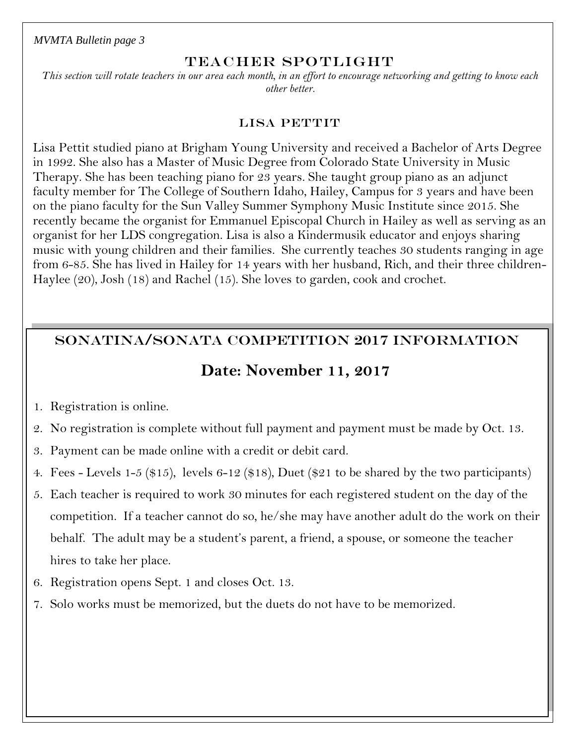## TEACHER SPOTLIGHT

*This section will rotate teachers in our area each month, in an effort to encourage networking and getting to know each other better.*

### LISA PETTIT

Lisa Pettit studied piano at Brigham Young University and received a Bachelor of Arts Degree in 1992. She also has a Master of Music Degree from Colorado State University in Music Therapy. She has been teaching piano for 23 years. She taught group piano as an adjunct faculty member for The College of Southern Idaho, Hailey, Campus for 3 years and have been on the piano faculty for the Sun Valley Summer Symphony Music Institute since 2015. She recently became the organist for Emmanuel Episcopal Church in Hailey as well as serving as an organist for her LDS congregation. Lisa is also a Kindermusik educator and enjoys sharing music with young children and their families. She currently teaches 30 students ranging in age from 6-85. She has lived in Hailey for 14 years with her husband, Rich, and their three children- Haylee (20), Josh (18) and Rachel (15). She loves to garden, cook and crochet.

## SONATINA/SONATA COMPETITION 2017 INFORMATION

### Date: November 11, 2017

1. Registration is online.
2. No registration is complete without full payment and payment must be made by Oct. 13.
3. Payment can be made online with a credit or debit card.
4. Fees - Levels 1-5 ($15), levels 6-12 ($18), Duet ($21 to be shared by the two participants)
5. Each teacher is required to work 30 minutes for each registered student on the day of the competition. If a teacher cannot do so, he/she may have another adult do the work on their behalf. The adult may be a student's parent, a friend, a spouse, or someone the teacher hires to take her place.
6. Registration opens Sept. 1 and closes Oct. 13.
7. Solo works must be memorized, but the duets do not have to be memorized.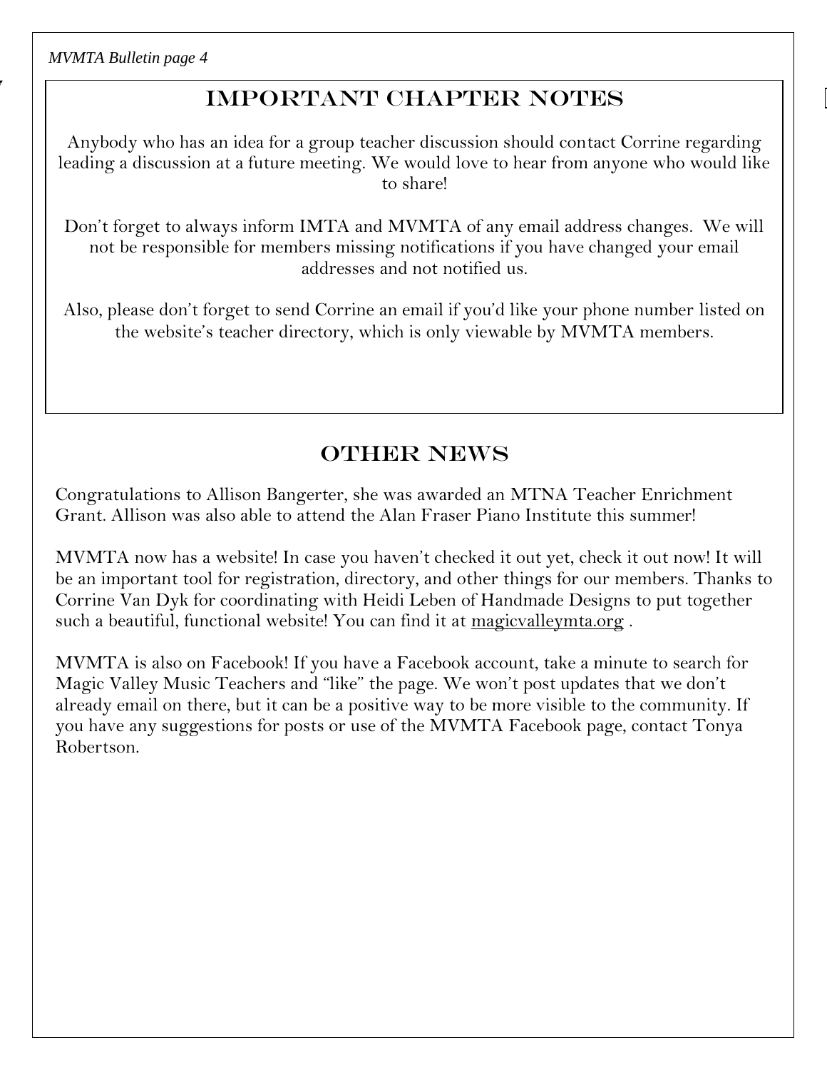## IMPORTANT CHAPTER NOTES

Anybody who has an idea for a group teacher discussion should contact Corrine regarding leading a discussion at a future meeting. We would love to hear from anyone who would like to share!

Don't forget to always inform IMTA and MVMTA of any email address changes. We will not be responsible for members missing notifications if you have changed your email addresses and not notified us.

Also, please don't forget to send Corrine an email if you'd like your phone number listed on the website's teacher directory, which is only viewable by MVMTA members.

## OTHER NEWS

Congratulations to Allison Bangerter, she was awarded an MTNA Teacher Enrichment Grant. Allison was also able to attend the Alan Fraser Piano Institute this summer!

MVMTA now has a website! In case you haven't checked it out yet, check it out now! It will be an important tool for registration, directory, and other things for our members. Thanks to Corrine Van Dyk for coordinating with Heidi Leben of Handmade Designs to put together such a beautiful, functional website! You can find it at magicvalleymta.org .

MVMTA is also on Facebook! If you have a Facebook account, take a minute to search for Magic Valley Music Teachers and "like" the page. We won't post updates that we don't already email on there, but it can be a positive way to be more visible to the community. If you have any suggestions for posts or use of the MVMTA Facebook page, contact Tonya Robertson.